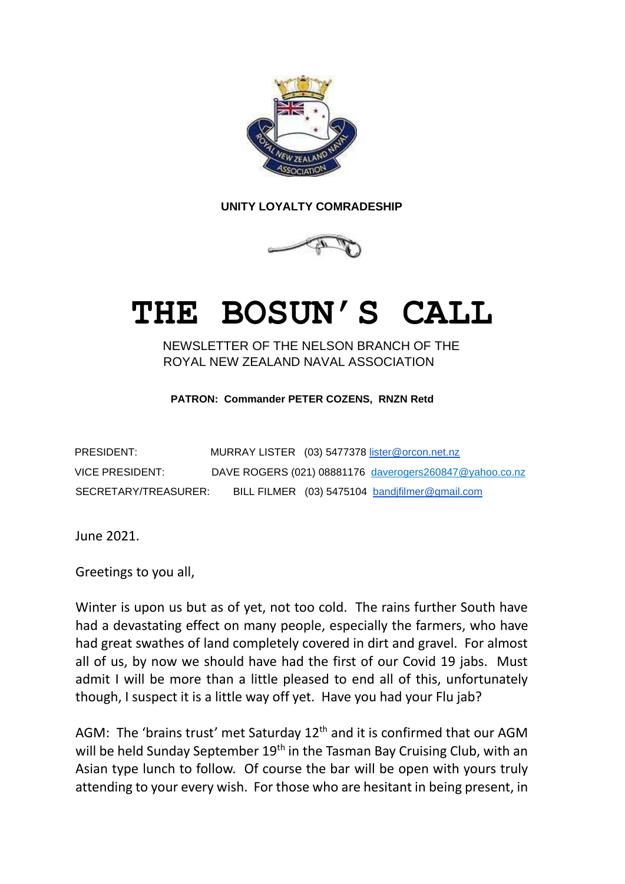**UNITY LOYALTY COMRADESHIP**

# THE BOSUN'S CALL

NEWSLETTER OF THE NELSON BRANCH OF THE ROYAL NEW ZEALAND NAVAL ASSOCIATION

**PATRON: Commander PETER COZENS, RNZN Retd**

| | |
|---|---|
| PRESIDENT: | MURRAY LISTER (03) 5477378 lister@orcon.net.nz |
| VICE PRESIDENT: | DAVE ROGERS (021) 08881176 daverogers260847@yahoo.co.nz |
| SECRETARY/TREASURER: | BILL FILMER (03) 5475104 bandjfilmer@gmail.com |

June 2021.

Greetings to you all,

Winter is upon us but as of yet, not too cold. The rains further South have had a devastating effect on many people, especially the farmers, who have had great swathes of land completely covered in dirt and gravel. For almost all of us, by now we should have had the first of our Covid 19 jabs. Must admit I will be more than a little pleased to end all of this, unfortunately though, I suspect it is a little way off yet. Have you had your Flu jab?

AGM: The 'brains trust' met Saturday 12th and it is confirmed that our AGM will be held Sunday September 19th in the Tasman Bay Cruising Club, with an Asian type lunch to follow. Of course the bar will be open with yours truly attending to your every wish. For those who are hesitant in being present, in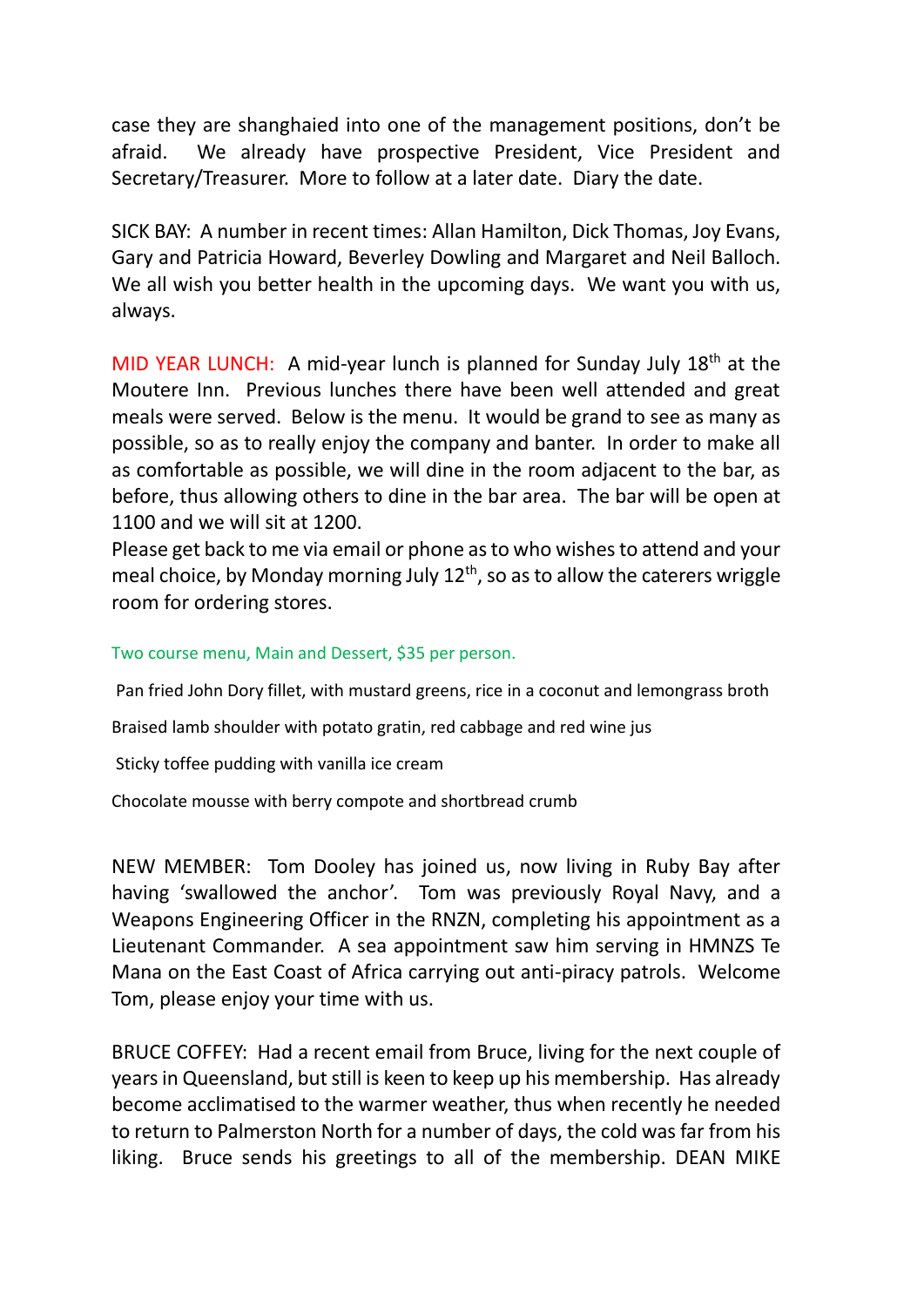case they are shanghaied into one of the management positions, don't be afraid. We already have prospective President, Vice President and Secretary/Treasurer. More to follow at a later date. Diary the date.

SICK BAY: A number in recent times: Allan Hamilton, Dick Thomas, Joy Evans, Gary and Patricia Howard, Beverley Dowling and Margaret and Neil Balloch. We all wish you better health in the upcoming days. We want you with us, always.

MID YEAR LUNCH: A mid-year lunch is planned for Sunday July 18th at the Moutere Inn. Previous lunches there have been well attended and great meals were served. Below is the menu. It would be grand to see as many as possible, so as to really enjoy the company and banter. In order to make all as comfortable as possible, we will dine in the room adjacent to the bar, as before, thus allowing others to dine in the bar area. The bar will be open at 1100 and we will sit at 1200.
Please get back to me via email or phone as to who wishes to attend and your meal choice, by Monday morning July 12th, so as to allow the caterers wriggle room for ordering stores.

Two course menu, Main and Dessert, $35 per person.

Pan fried John Dory fillet, with mustard greens, rice in a coconut and lemongrass broth

Braised lamb shoulder with potato gratin, red cabbage and red wine jus

Sticky toffee pudding with vanilla ice cream

Chocolate mousse with berry compote and shortbread crumb

NEW MEMBER: Tom Dooley has joined us, now living in Ruby Bay after having 'swallowed the anchor'. Tom was previously Royal Navy, and a Weapons Engineering Officer in the RNZN, completing his appointment as a Lieutenant Commander. A sea appointment saw him serving in HMNZS Te Mana on the East Coast of Africa carrying out anti-piracy patrols. Welcome Tom, please enjoy your time with us.

BRUCE COFFEY: Had a recent email from Bruce, living for the next couple of years in Queensland, but still is keen to keep up his membership. Has already become acclimatised to the warmer weather, thus when recently he needed to return to Palmerston North for a number of days, the cold was far from his liking. Bruce sends his greetings to all of the membership. DEAN MIKE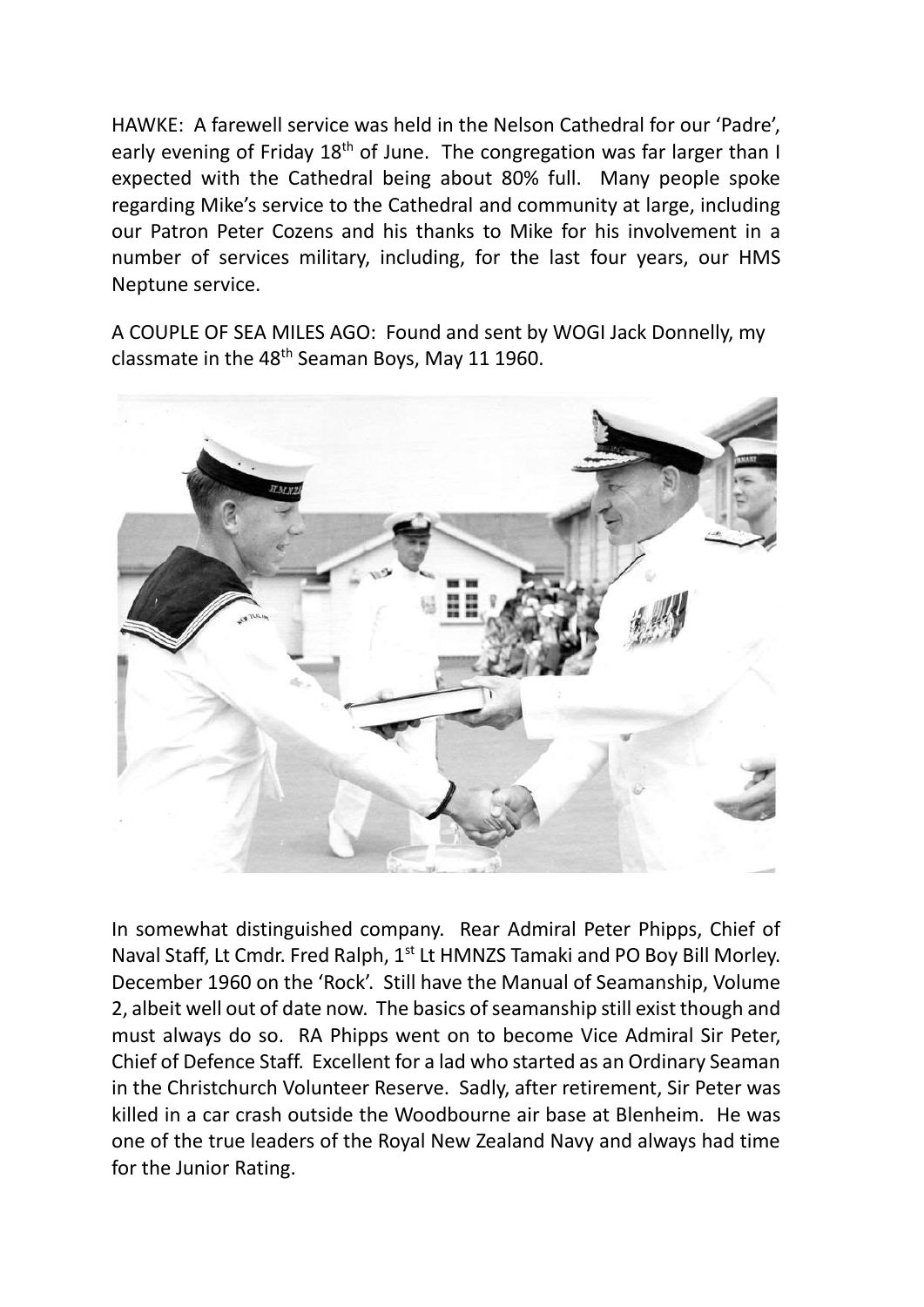HAWKE: A farewell service was held in the Nelson Cathedral for our 'Padre', early evening of Friday 18th of June. The congregation was far larger than I expected with the Cathedral being about 80% full. Many people spoke regarding Mike's service to the Cathedral and community at large, including our Patron Peter Cozens and his thanks to Mike for his involvement in a number of services military, including, for the last four years, our HMS Neptune service.

A COUPLE OF SEA MILES AGO: Found and sent by WOGI Jack Donnelly, my classmate in the 48th Seaman Boys, May 11 1960.

In somewhat distinguished company. Rear Admiral Peter Phipps, Chief of Naval Staff, Lt Cmdr. Fred Ralph, 1st Lt HMNZS Tamaki and PO Boy Bill Morley. December 1960 on the 'Rock'. Still have the Manual of Seamanship, Volume 2, albeit well out of date now. The basics of seamanship still exist though and must always do so. RA Phipps went on to become Vice Admiral Sir Peter, Chief of Defence Staff. Excellent for a lad who started as an Ordinary Seaman in the Christchurch Volunteer Reserve. Sadly, after retirement, Sir Peter was killed in a car crash outside the Woodbourne air base at Blenheim. He was one of the true leaders of the Royal New Zealand Navy and always had time for the Junior Rating.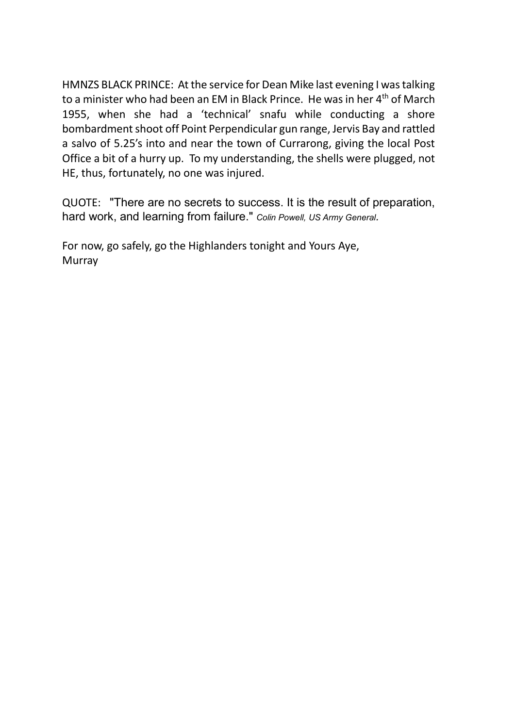HMNZS BLACK PRINCE: At the service for Dean Mike last evening I was talking to a minister who had been an EM in Black Prince. He was in her 4th of March 1955, when she had a 'technical' snafu while conducting a shore bombardment shoot off Point Perpendicular gun range, Jervis Bay and rattled a salvo of 5.25's into and near the town of Currarong, giving the local Post Office a bit of a hurry up. To my understanding, the shells were plugged, not HE, thus, fortunately, no one was injured.

QUOTE: "There are no secrets to success. It is the result of preparation, hard work, and learning from failure." *Colin Powell, US Army General.*

For now, go safely, go the Highlanders tonight and Yours Aye,
Murray